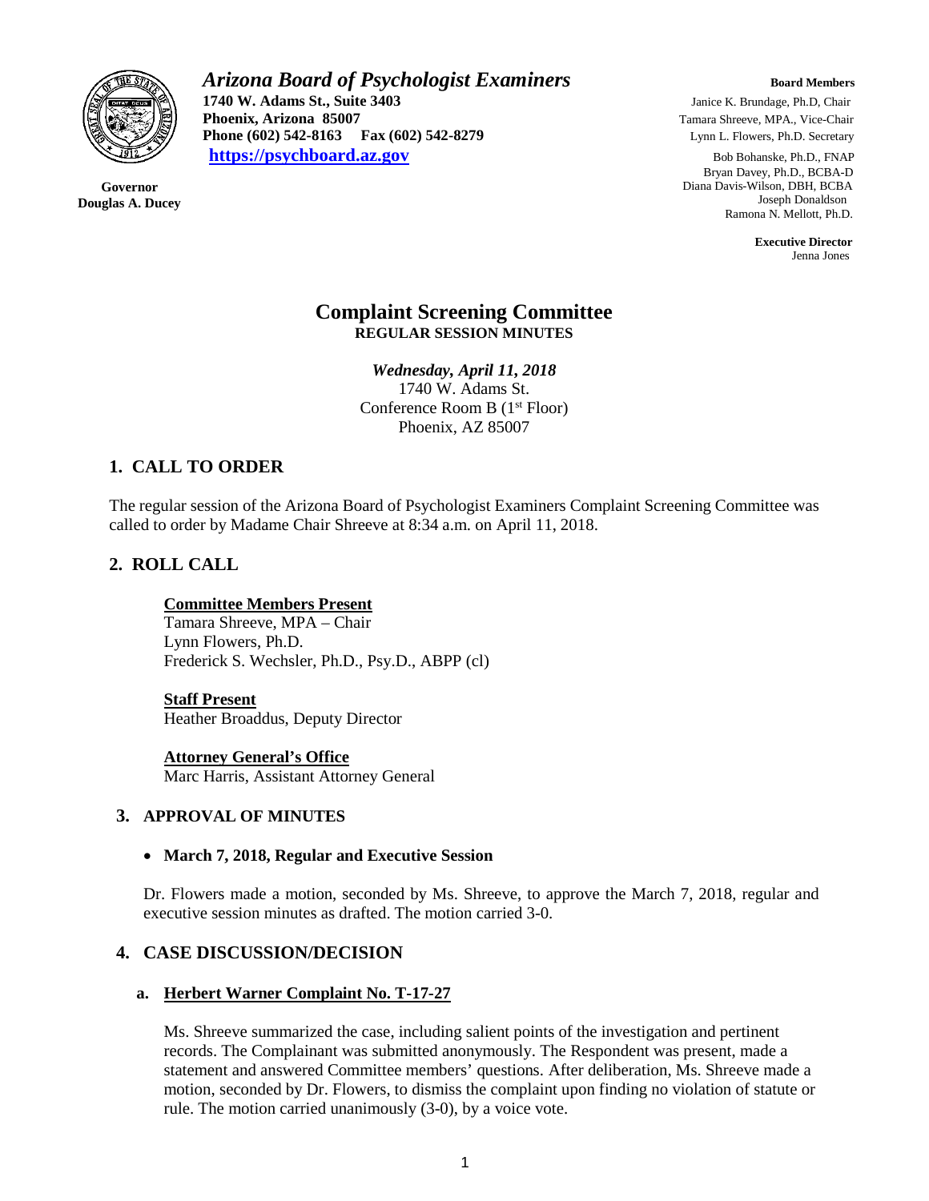**Arizona Board of Psychologist Examiners**
1740 W. Adams St., Suite 3403
Phoenix, Arizona 85007
Phone (602) 542-8163 Fax (602) 542-8279
https://psychboard.az.gov

**Governor**
**Douglas A. Ducey**

**Board Members**
Janice K. Brundage, Ph.D, Chair
Tamara Shreeve, MPA., Vice-Chair
Lynn L. Flowers, Ph.D. Secretary
Bob Bohanske, Ph.D., FNAP
Bryan Davey, Ph.D., BCBA-D
Diana Davis-Wilson, DBH, BCBA
Joseph Donaldson
Ramona N. Mellott, Ph.D.

**Executive Director**
Jenna Jones

# Complaint Screening Committee
**REGULAR SESSION MINUTES**

*Wednesday, April 11, 2018*
1740 W. Adams St.
Conference Room B (1st Floor)
Phoenix, AZ 85007

## 1. CALL TO ORDER

The regular session of the Arizona Board of Psychologist Examiners Complaint Screening Committee was called to order by Madame Chair Shreeve at 8:34 a.m. on April 11, 2018.

## 2. ROLL CALL

**Committee Members Present**
Tamara Shreeve, MPA – Chair
Lynn Flowers, Ph.D.
Frederick S. Wechsler, Ph.D., Psy.D., ABPP (cl)

**Staff Present**
Heather Broaddus, Deputy Director

**Attorney General's Office**
Marc Harris, Assistant Attorney General

## 3. APPROVAL OF MINUTES

- **March 7, 2018, Regular and Executive Session**

Dr. Flowers made a motion, seconded by Ms. Shreeve, to approve the March 7, 2018, regular and executive session minutes as drafted. The motion carried 3-0.

## 4. CASE DISCUSSION/DECISION

### a. Herbert Warner Complaint No. T-17-27

Ms. Shreeve summarized the case, including salient points of the investigation and pertinent records. The Complainant was submitted anonymously. The Respondent was present, made a statement and answered Committee members' questions. After deliberation, Ms. Shreeve made a motion, seconded by Dr. Flowers, to dismiss the complaint upon finding no violation of statute or rule. The motion carried unanimously (3-0), by a voice vote.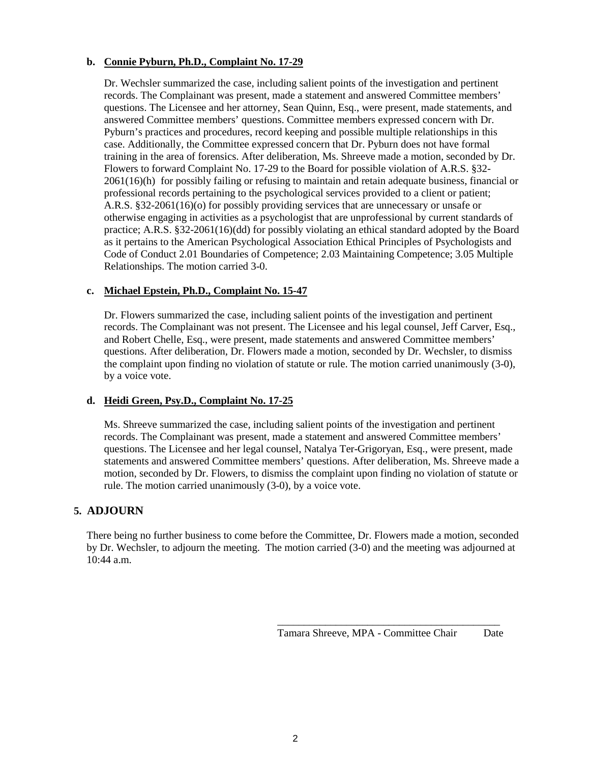**b. Connie Pyburn, Ph.D., Complaint No. 17-29**

Dr. Wechsler summarized the case, including salient points of the investigation and pertinent records. The Complainant was present, made a statement and answered Committee members' questions. The Licensee and her attorney, Sean Quinn, Esq., were present, made statements, and answered Committee members' questions. Committee members expressed concern with Dr. Pyburn's practices and procedures, record keeping and possible multiple relationships in this case. Additionally, the Committee expressed concern that Dr. Pyburn does not have formal training in the area of forensics. After deliberation, Ms. Shreeve made a motion, seconded by Dr. Flowers to forward Complaint No. 17-29 to the Board for possible violation of A.R.S. §32-2061(16)(h) for possibly failing or refusing to maintain and retain adequate business, financial or professional records pertaining to the psychological services provided to a client or patient; A.R.S. §32-2061(16)(o) for possibly providing services that are unnecessary or unsafe or otherwise engaging in activities as a psychologist that are unprofessional by current standards of practice; A.R.S. §32-2061(16)(dd) for possibly violating an ethical standard adopted by the Board as it pertains to the American Psychological Association Ethical Principles of Psychologists and Code of Conduct 2.01 Boundaries of Competence; 2.03 Maintaining Competence; 3.05 Multiple Relationships. The motion carried 3-0.

**c. Michael Epstein, Ph.D., Complaint No. 15-47**

Dr. Flowers summarized the case, including salient points of the investigation and pertinent records. The Complainant was not present. The Licensee and his legal counsel, Jeff Carver, Esq., and Robert Chelle, Esq., were present, made statements and answered Committee members' questions. After deliberation, Dr. Flowers made a motion, seconded by Dr. Wechsler, to dismiss the complaint upon finding no violation of statute or rule. The motion carried unanimously (3-0), by a voice vote.

**d. Heidi Green, Psy.D., Complaint No. 17-25**

Ms. Shreeve summarized the case, including salient points of the investigation and pertinent records. The Complainant was present, made a statement and answered Committee members' questions. The Licensee and her legal counsel, Natalya Ter-Grigoryan, Esq., were present, made statements and answered Committee members' questions. After deliberation, Ms. Shreeve made a motion, seconded by Dr. Flowers, to dismiss the complaint upon finding no violation of statute or rule. The motion carried unanimously (3-0), by a voice vote.

## 5. ADJOURN

There being no further business to come before the Committee, Dr. Flowers made a motion, seconded by Dr. Wechsler, to adjourn the meeting. The motion carried (3-0) and the meeting was adjourned at 10:44 a.m.

\_\_\_\_\_\_\_\_\_\_\_\_\_\_\_\_\_\_\_\_\_\_\_\_\_\_\_\_\_\_\_\_\_\_\_\_\_\_\_\_\_\_

Tamara Shreeve, MPA - Committee Chair Date